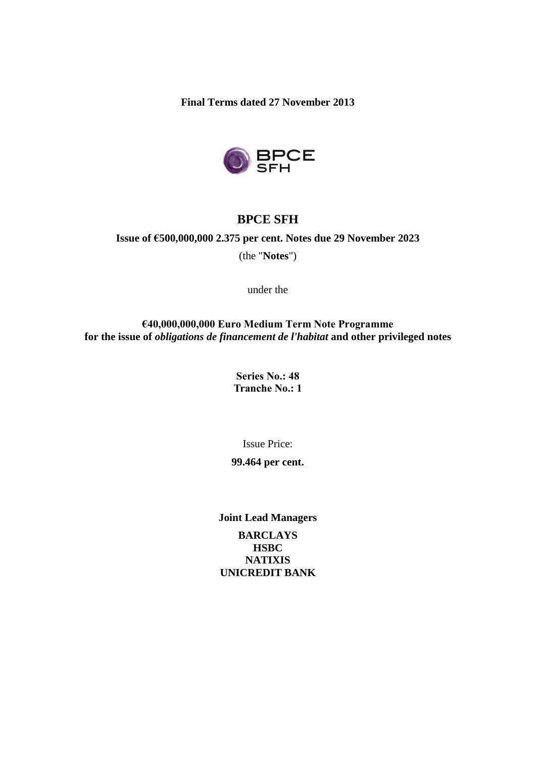**Final Terms dated 27 November 2013**

# BPCE SFH

**Issue of €500,000,000 2.375 per cent. Notes due 29 November 2023**

(the "**Notes**")

under the

**€40,000,000,000 Euro Medium Term Note Programme**
**for the issue of *obligations de financement de l'habitat* and other privileged notes**

**Series No.: 48**
**Tranche No.: 1**

Issue Price:

**99.464 per cent.**

**Joint Lead Managers**

**BARCLAYS**
**HSBC**
**NATIXIS**
**UNICREDIT BANK**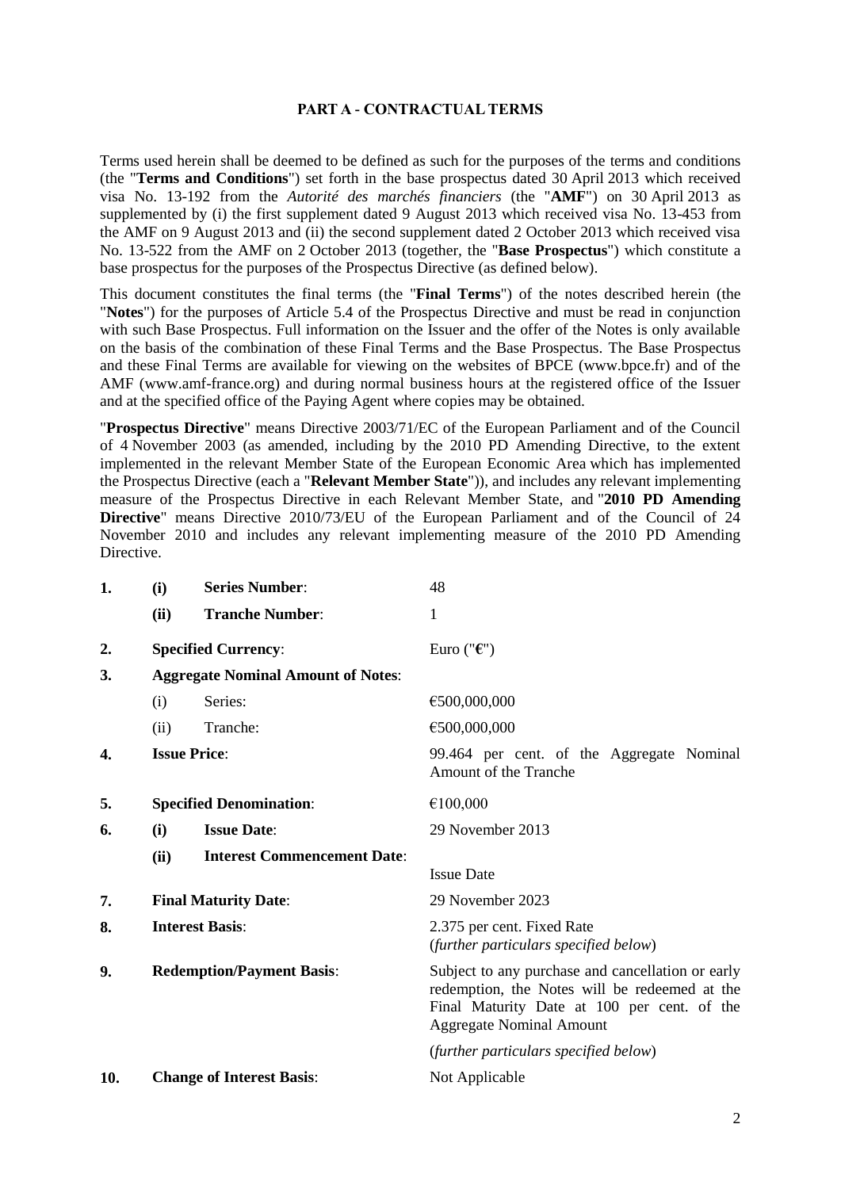## PART A - CONTRACTUAL TERMS

Terms used herein shall be deemed to be defined as such for the purposes of the terms and conditions (the "**Terms and Conditions**") set forth in the base prospectus dated 30 April 2013 which received visa No. 13-192 from the *Autorité des marchés financiers* (the "**AMF**") on 30 April 2013 as supplemented by (i) the first supplement dated 9 August 2013 which received visa No. 13-453 from the AMF on 9 August 2013 and (ii) the second supplement dated 2 October 2013 which received visa No. 13-522 from the AMF on 2 October 2013 (together, the "**Base Prospectus**") which constitute a base prospectus for the purposes of the Prospectus Directive (as defined below).

This document constitutes the final terms (the "**Final Terms**") of the notes described herein (the "**Notes**") for the purposes of Article 5.4 of the Prospectus Directive and must be read in conjunction with such Base Prospectus. Full information on the Issuer and the offer of the Notes is only available on the basis of the combination of these Final Terms and the Base Prospectus. The Base Prospectus and these Final Terms are available for viewing on the websites of BPCE (www.bpce.fr) and of the AMF (www.amf-france.org) and during normal business hours at the registered office of the Issuer and at the specified office of the Paying Agent where copies may be obtained.

"**Prospectus Directive**" means Directive 2003/71/EC of the European Parliament and of the Council of 4 November 2003 (as amended, including by the 2010 PD Amending Directive, to the extent implemented in the relevant Member State of the European Economic Area which has implemented the Prospectus Directive (each a "**Relevant Member State**")), and includes any relevant implementing measure of the Prospectus Directive in each Relevant Member State, and "**2010 PD Amending Directive**" means Directive 2010/73/EU of the European Parliament and of the Council of 24 November 2010 and includes any relevant implementing measure of the 2010 PD Amending Directive.

| | | | |
|---|---|---|---|
| **1.** | **(i)** | **Series Number**: | 48 |
| | **(ii)** | **Tranche Number**: | 1 |
| **2.** | | **Specified Currency**: | Euro ("**€**") |
| **3.** | | **Aggregate Nominal Amount of Notes**: | |
| | (i) | Series: | €500,000,000 |
| | (ii) | Tranche: | €500,000,000 |
| **4.** | | **Issue Price**: | 99.464 per cent. of the Aggregate Nominal Amount of the Tranche |
| **5.** | | **Specified Denomination**: | €100,000 |
| **6.** | **(i)** | **Issue Date**: | 29 November 2013 |
| | **(ii)** | **Interest Commencement Date**: | Issue Date |
| **7.** | | **Final Maturity Date**: | 29 November 2023 |
| **8.** | | **Interest Basis**: | 2.375 per cent. Fixed Rate (*further particulars specified below*) |
| **9.** | | **Redemption/Payment Basis**: | Subject to any purchase and cancellation or early redemption, the Notes will be redeemed at the Final Maturity Date at 100 per cent. of the Aggregate Nominal Amount (*further particulars specified below*) |
| **10.** | | **Change of Interest Basis**: | Not Applicable |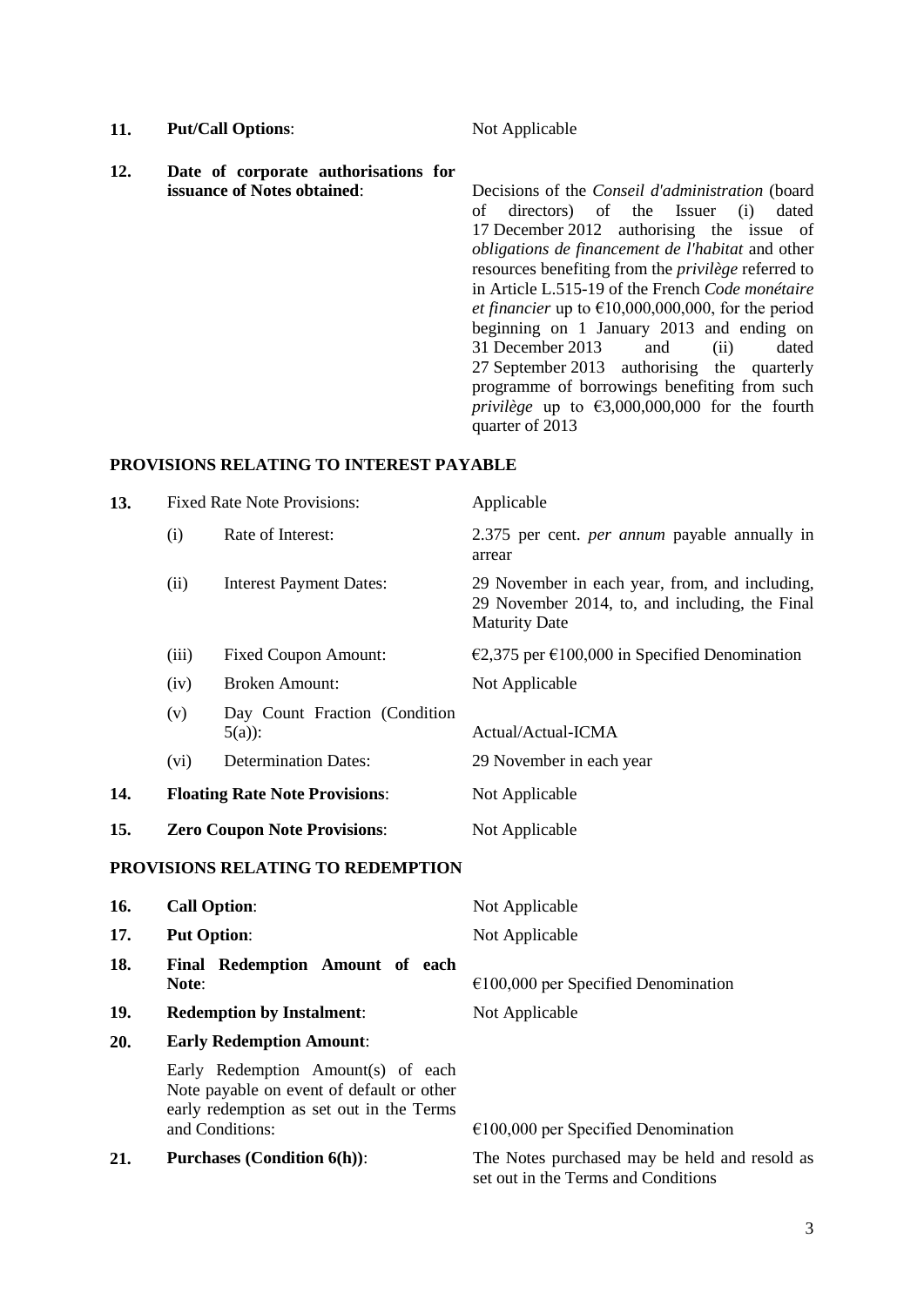| | | |
|---|---|---|
| **11.** | **Put/Call Options**: | Not Applicable |
| **12.** | **Date of corporate authorisations for issuance of Notes obtained**: | Decisions of the *Conseil d'administration* (board of directors) of the Issuer (i) dated 17 December 2012 authorising the issue of *obligations de financement de l'habitat* and other resources benefiting from the *privilège* referred to in Article L.515-19 of the French *Code monétaire et financier* up to €10,000,000,000, for the period beginning on 1 January 2013 and ending on 31 December 2013 and (ii) dated 27 September 2013 authorising the quarterly programme of borrowings benefiting from such *privilège* up to €3,000,000,000 for the fourth quarter of 2013 |

**PROVISIONS RELATING TO INTEREST PAYABLE**

| | | | |
|---|---|---|---|
| **13.** | Fixed Rate Note Provisions: | | Applicable |
| | (i) | Rate of Interest: | 2.375 per cent. *per annum* payable annually in arrear |
| | (ii) | Interest Payment Dates: | 29 November in each year, from, and including, 29 November 2014, to, and including, the Final Maturity Date |
| | (iii) | Fixed Coupon Amount: | €2,375 per €100,000 in Specified Denomination |
| | (iv) | Broken Amount: | Not Applicable |
| | (v) | Day Count Fraction (Condition 5(a)): | Actual/Actual-ICMA |
| | (vi) | Determination Dates: | 29 November in each year |
| **14.** | **Floating Rate Note Provisions**: | | Not Applicable |
| **15.** | **Zero Coupon Note Provisions**: | | Not Applicable |

**PROVISIONS RELATING TO REDEMPTION**

| | | |
|---|---|---|
| **16.** | **Call Option**: | Not Applicable |
| **17.** | **Put Option**: | Not Applicable |
| **18.** | **Final Redemption Amount of each Note**: | €100,000 per Specified Denomination |
| **19.** | **Redemption by Instalment**: | Not Applicable |
| **20.** | **Early Redemption Amount**: | |
| | Early Redemption Amount(s) of each Note payable on event of default or other early redemption as set out in the Terms and Conditions: | €100,000 per Specified Denomination |
| **21.** | **Purchases (Condition 6(h))**: | The Notes purchased may be held and resold as set out in the Terms and Conditions |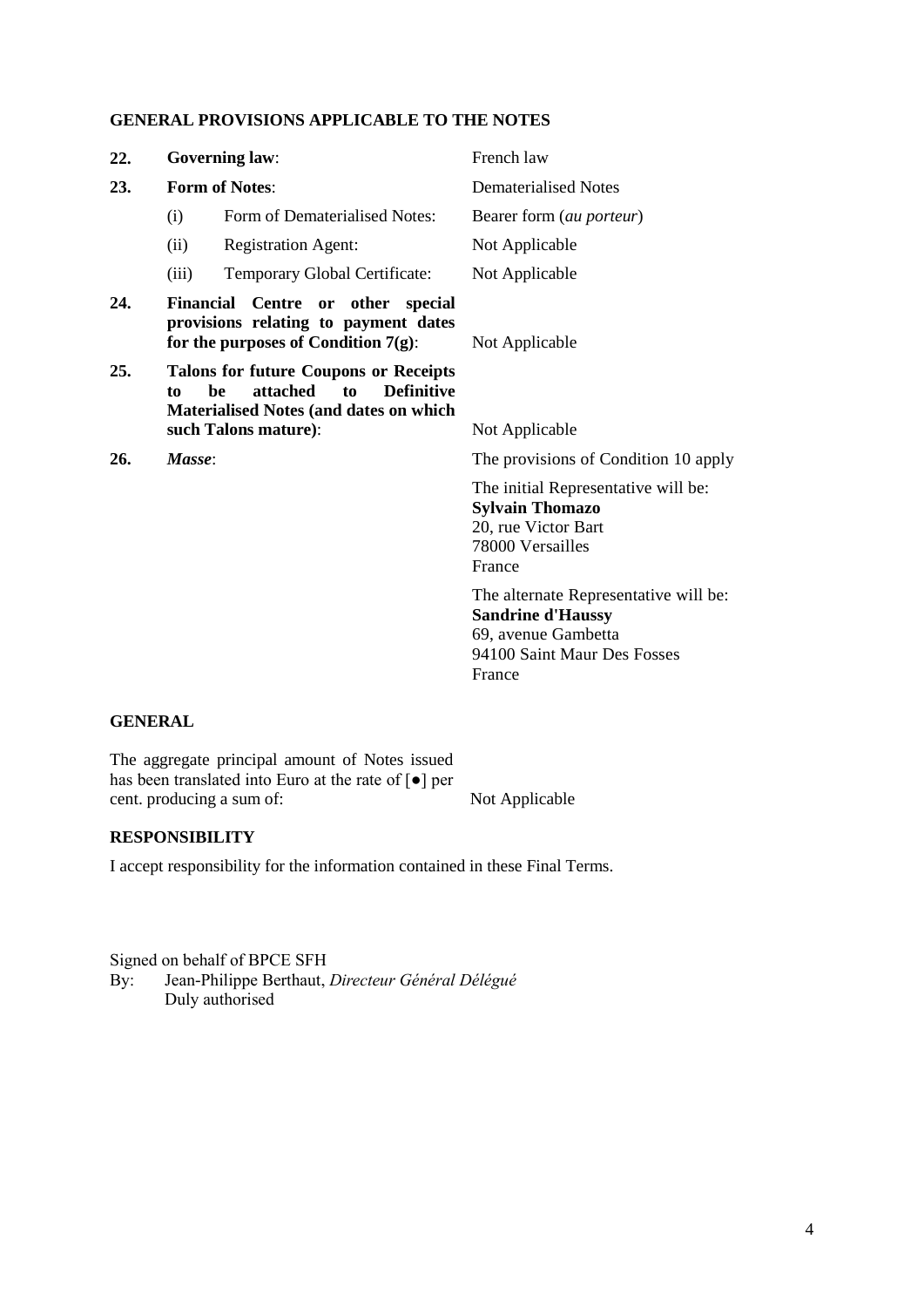## GENERAL PROVISIONS APPLICABLE TO THE NOTES

| | | | |
|---|---|---|---|
| **22.** | **Governing law**: | | French law |
| **23.** | **Form of Notes**: | | Dematerialised Notes |
| | (i) | Form of Dematerialised Notes: | Bearer form (*au porteur*) |
| | (ii) | Registration Agent: | Not Applicable |
| | (iii) | Temporary Global Certificate: | Not Applicable |
| **24.** | **Financial Centre or other special provisions relating to payment dates for the purposes of Condition 7(g)**: | | Not Applicable |
| **25.** | **Talons for future Coupons or Receipts to be attached to Definitive Materialised Notes (and dates on which such Talons mature)**: | | Not Applicable |
| **26.** | ***Masse***: | | The provisions of Condition 10 apply<br><br>The initial Representative will be:<br>**Sylvain Thomazo**<br>20, rue Victor Bart<br>78000 Versailles<br>France<br><br>The alternate Representative will be:<br>**Sandrine d'Haussy**<br>69, avenue Gambetta<br>94100 Saint Maur Des Fosses<br>France |

## GENERAL

The aggregate principal amount of Notes issued has been translated into Euro at the rate of [●] per cent. producing a sum of: Not Applicable

## RESPONSIBILITY

I accept responsibility for the information contained in these Final Terms.

Signed on behalf of BPCE SFH

By: Jean-Philippe Berthaut, *Directeur Général Délégué*
Duly authorised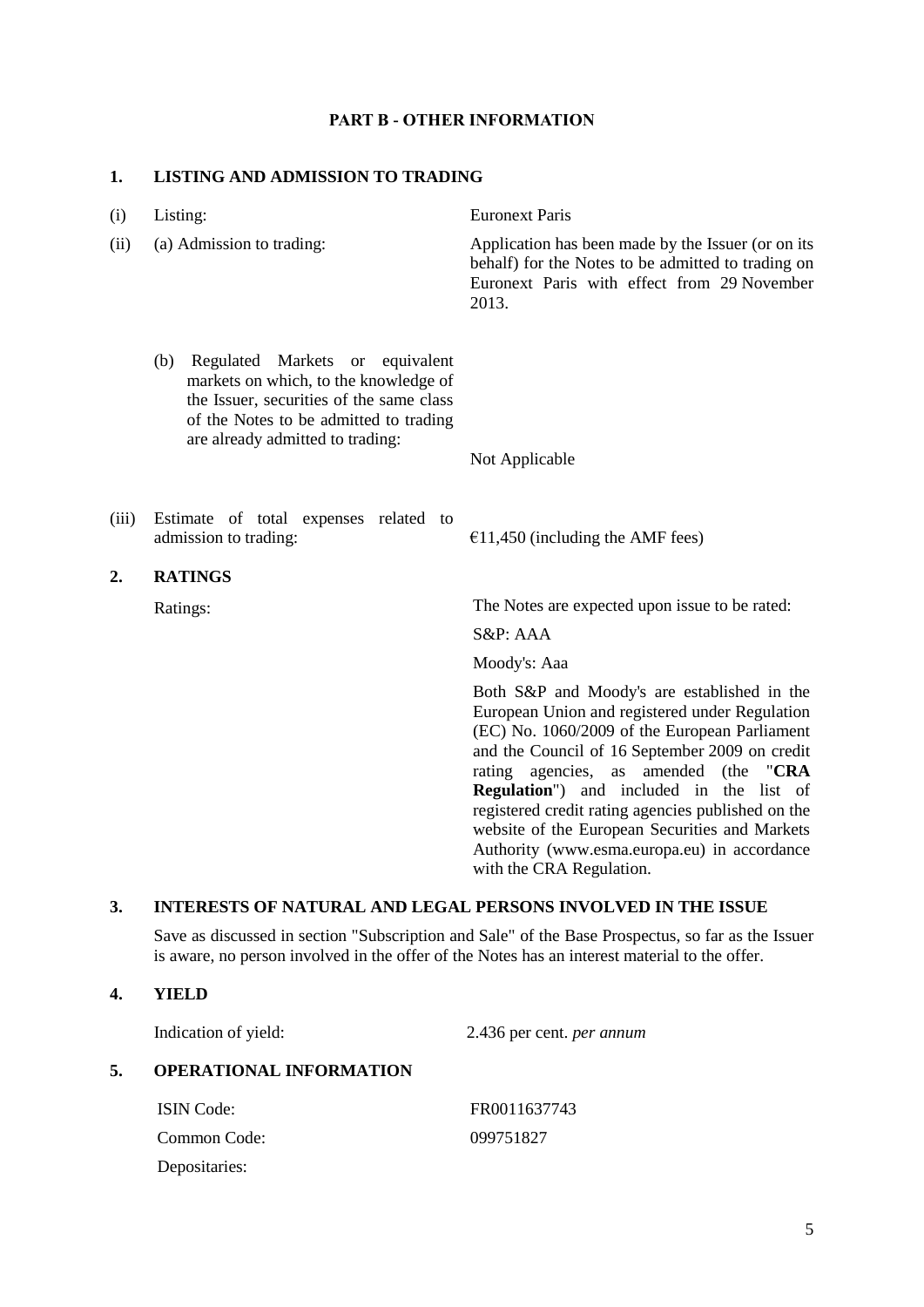## PART B - OTHER INFORMATION

### 1. LISTING AND ADMISSION TO TRADING

| | | |
|---|---|---|
| (i) | Listing: | Euronext Paris |
| (ii) | (a) Admission to trading: | Application has been made by the Issuer (or on its behalf) for the Notes to be admitted to trading on Euronext Paris with effect from 29 November 2013. |
| | (b) Regulated Markets or equivalent markets on which, to the knowledge of the Issuer, securities of the same class of the Notes to be admitted to trading are already admitted to trading: | Not Applicable |
| (iii) | Estimate of total expenses related to admission to trading: | €11,450 (including the AMF fees) |

### 2. RATINGS

| | |
|---|---|
| Ratings: | The Notes are expected upon issue to be rated:<br><br>S&P: AAA<br><br>Moody's: Aaa<br><br>Both S&P and Moody's are established in the European Union and registered under Regulation (EC) No. 1060/2009 of the European Parliament and the Council of 16 September 2009 on credit rating agencies, as amended (the "**CRA Regulation**") and included in the list of registered credit rating agencies published on the website of the European Securities and Markets Authority (www.esma.europa.eu) in accordance with the CRA Regulation. |

### 3. INTERESTS OF NATURAL AND LEGAL PERSONS INVOLVED IN THE ISSUE

Save as discussed in section "Subscription and Sale" of the Base Prospectus, so far as the Issuer is aware, no person involved in the offer of the Notes has an interest material to the offer.

### 4. YIELD

| | |
|---|---|
| Indication of yield: | 2.436 per cent. *per annum* |

### 5. OPERATIONAL INFORMATION

| | |
|---|---|
| ISIN Code: | FR0011637743 |
| Common Code: | 099751827 |
| Depositaries: | |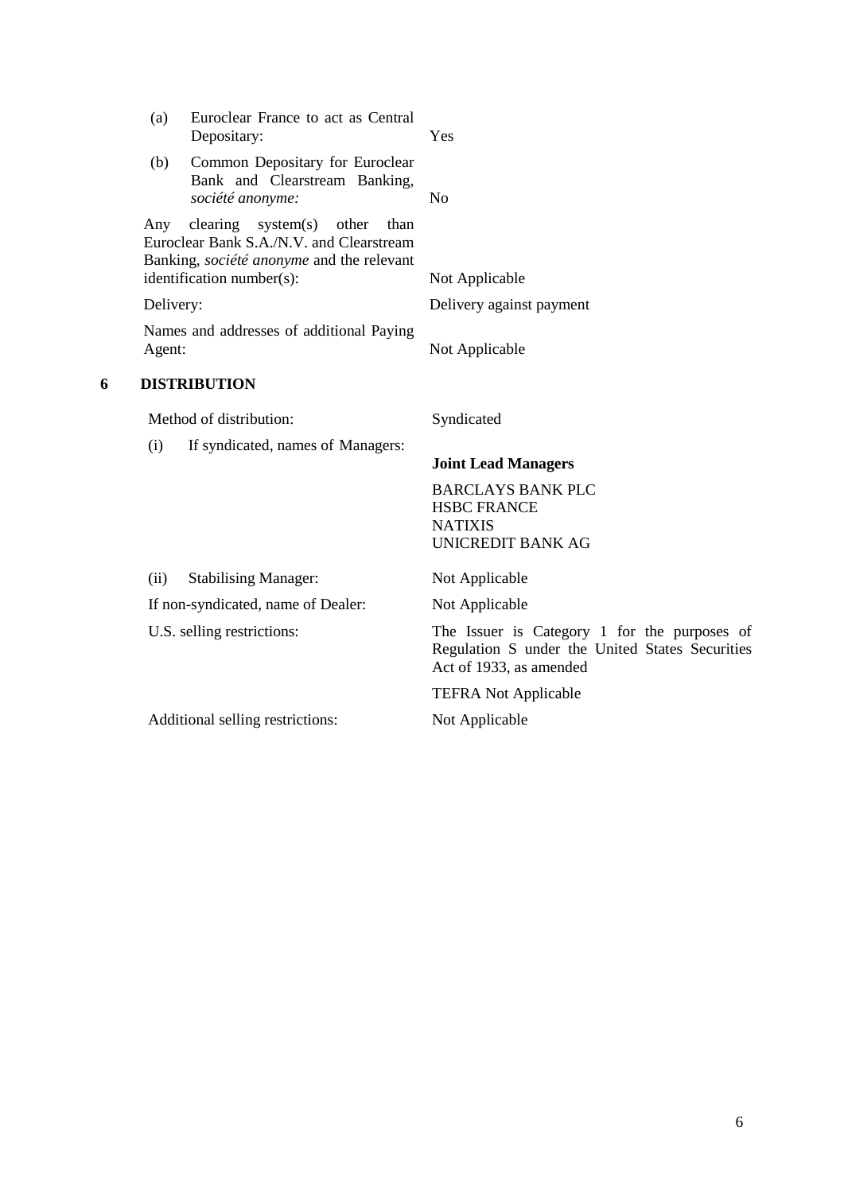| | |
|---|---|
| (a) Euroclear France to act as Central Depositary: | Yes |
| (b) Common Depositary for Euroclear Bank and Clearstream Banking, *société anonyme:* | No |
| Any clearing system(s) other than Euroclear Bank S.A./N.V. and Clearstream Banking, *société anonyme* and the relevant identification number(s): | Not Applicable |
| Delivery: | Delivery against payment |
| Names and addresses of additional Paying Agent: | Not Applicable |

## 6 DISTRIBUTION

| | |
|---|---|
| Method of distribution: | Syndicated |
| (i) If syndicated, names of Managers: | **Joint Lead Managers**<br><br>BARCLAYS BANK PLC<br>HSBC FRANCE<br>NATIXIS<br>UNICREDIT BANK AG |
| (ii) Stabilising Manager: | Not Applicable |
| If non-syndicated, name of Dealer: | Not Applicable |
| U.S. selling restrictions: | The Issuer is Category 1 for the purposes of Regulation S under the United States Securities Act of 1933, as amended<br><br>TEFRA Not Applicable |
| Additional selling restrictions: | Not Applicable |